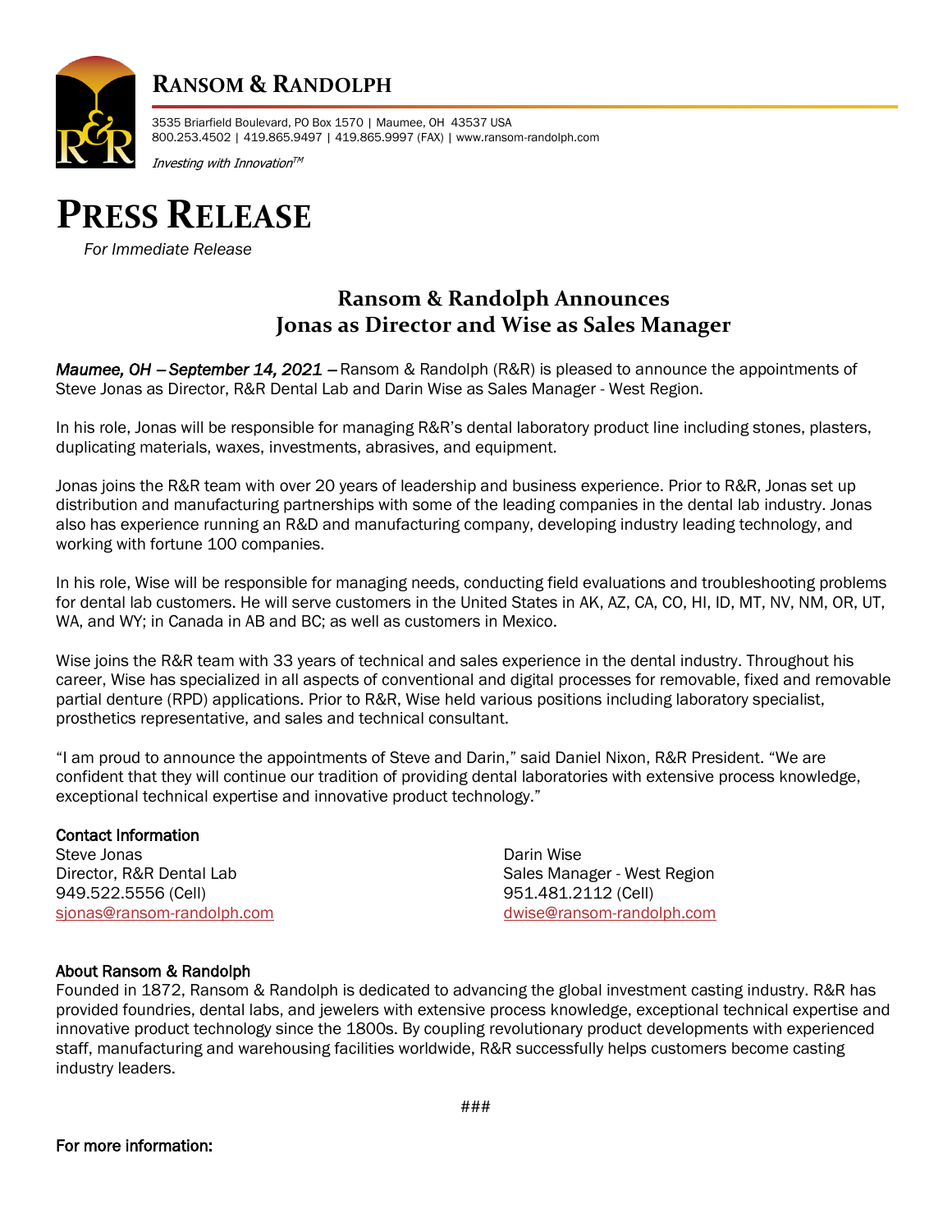# RANSOM & RANDOLPH

3535 Briarfield Boulevard, PO Box 1570 | Maumee, OH 43537 USA
800.253.4502 | 419.865.9497 | 419.865.9997 (FAX) | www.ransom-randolph.com

*Investing with Innovation™*

# PRESS RELEASE

*For Immediate Release*

## Ransom & Randolph Announces Jonas as Director and Wise as Sales Manager

***Maumee, OH – September 14, 2021 –*** Ransom & Randolph (R&R) is pleased to announce the appointments of Steve Jonas as Director, R&R Dental Lab and Darin Wise as Sales Manager - West Region.

In his role, Jonas will be responsible for managing R&R's dental laboratory product line including stones, plasters, duplicating materials, waxes, investments, abrasives, and equipment.

Jonas joins the R&R team with over 20 years of leadership and business experience. Prior to R&R, Jonas set up distribution and manufacturing partnerships with some of the leading companies in the dental lab industry. Jonas also has experience running an R&D and manufacturing company, developing industry leading technology, and working with fortune 100 companies.

In his role, Wise will be responsible for managing needs, conducting field evaluations and troubleshooting problems for dental lab customers. He will serve customers in the United States in AK, AZ, CA, CO, HI, ID, MT, NV, NM, OR, UT, WA, and WY; in Canada in AB and BC; as well as customers in Mexico.

Wise joins the R&R team with 33 years of technical and sales experience in the dental industry. Throughout his career, Wise has specialized in all aspects of conventional and digital processes for removable, fixed and removable partial denture (RPD) applications. Prior to R&R, Wise held various positions including laboratory specialist, prosthetics representative, and sales and technical consultant.

"I am proud to announce the appointments of Steve and Darin," said Daniel Nixon, R&R President. "We are confident that they will continue our tradition of providing dental laboratories with extensive process knowledge, exceptional technical expertise and innovative product technology."

**Contact Information**

Steve Jonas
Director, R&R Dental Lab
949.522.5556 (Cell)
sjonas@ransom-randolph.com

Darin Wise
Sales Manager - West Region
951.481.2112 (Cell)
dwise@ransom-randolph.com

**About Ransom & Randolph**

Founded in 1872, Ransom & Randolph is dedicated to advancing the global investment casting industry. R&R has provided foundries, dental labs, and jewelers with extensive process knowledge, exceptional technical expertise and innovative product technology since the 1800s. By coupling revolutionary product developments with experienced staff, manufacturing and warehousing facilities worldwide, R&R successfully helps customers become casting industry leaders.

###

**For more information:**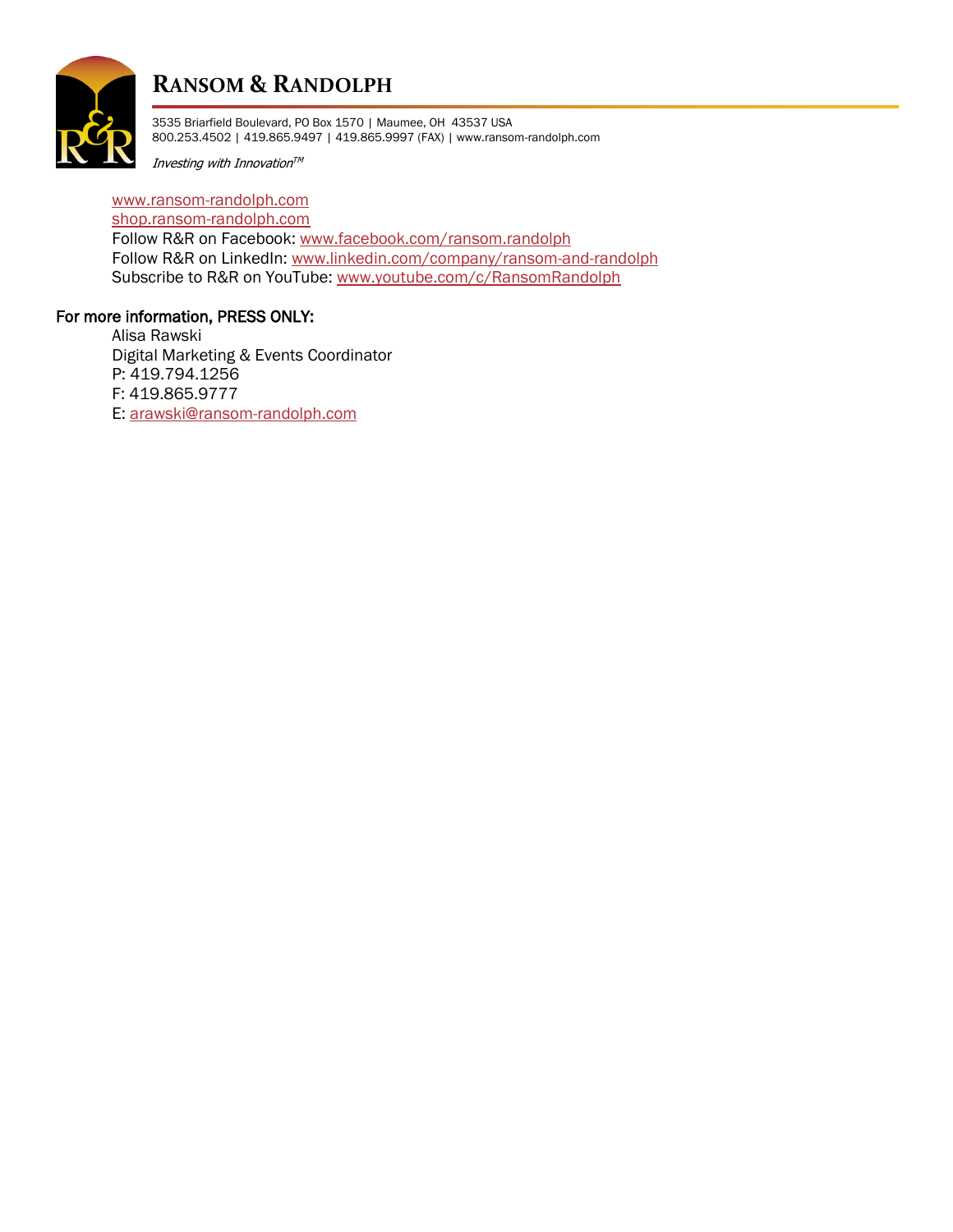# RANSOM & RANDOLPH

3535 Briarfield Boulevard, PO Box 1570 | Maumee, OH 43537 USA
800.253.4502 | 419.865.9497 | 419.865.9997 (FAX) | www.ransom-randolph.com

*Investing with Innovation™*

www.ransom-randolph.com
shop.ransom-randolph.com
Follow R&R on Facebook: www.facebook.com/ransom.randolph
Follow R&R on LinkedIn: www.linkedin.com/company/ransom-and-randolph
Subscribe to R&R on YouTube: www.youtube.com/c/RansomRandolph

For more information, PRESS ONLY:

Alisa Rawski
Digital Marketing & Events Coordinator
P: 419.794.1256
F: 419.865.9777
E: arawski@ransom-randolph.com